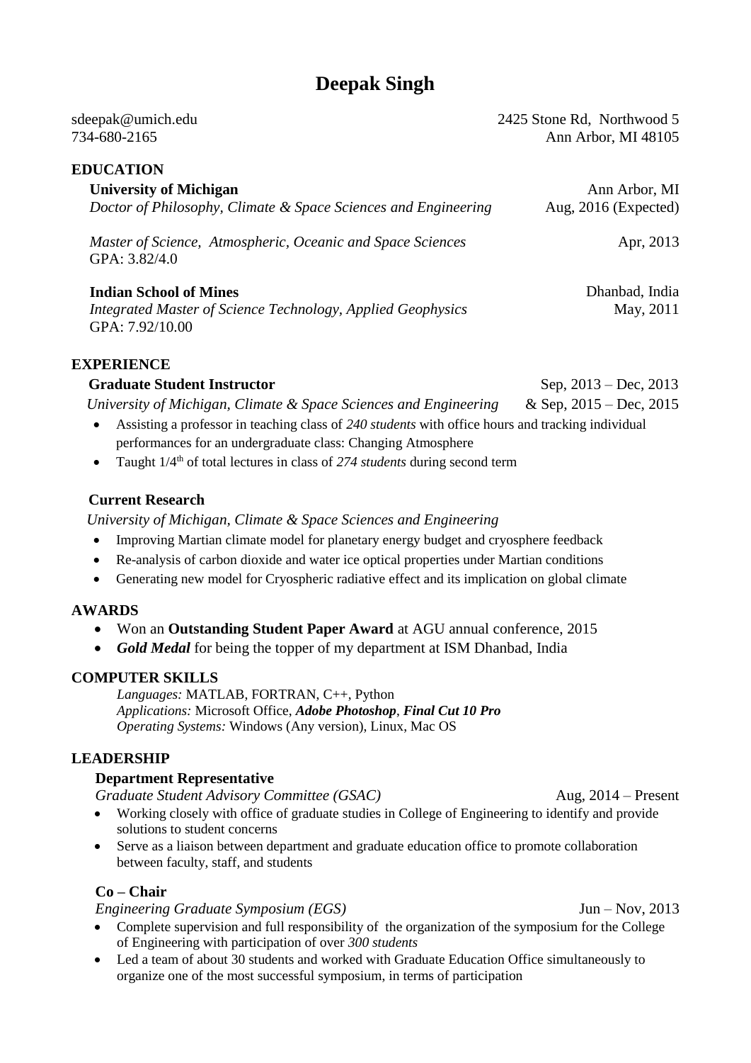# Deepak Singh

sdeepak@umich.edu
734-680-2165

2425 Stone Rd, Northwood 5
Ann Arbor, MI 48105

## EDUCATION

**University of Michigan** — Ann Arbor, MI
*Doctor of Philosophy, Climate & Space Sciences and Engineering* — Aug, 2016 (Expected)

*Master of Science, Atmospheric, Oceanic and Space Sciences* — Apr, 2013
GPA: 3.82/4.0

**Indian School of Mines** — Dhanbad, India
*Integrated Master of Science Technology, Applied Geophysics* — May, 2011
GPA: 7.92/10.00

## EXPERIENCE

**Graduate Student Instructor** — Sep, 2013 – Dec, 2013
*University of Michigan, Climate & Space Sciences and Engineering* — & Sep, 2015 – Dec, 2015

- Assisting a professor in teaching class of *240 students* with office hours and tracking individual performances for an undergraduate class: Changing Atmosphere
- Taught 1/4th of total lectures in class of *274 students* during second term

**Current Research**
*University of Michigan, Climate & Space Sciences and Engineering*

- Improving Martian climate model for planetary energy budget and cryosphere feedback
- Re-analysis of carbon dioxide and water ice optical properties under Martian conditions
- Generating new model for Cryospheric radiative effect and its implication on global climate

## AWARDS

- Won an **Outstanding Student Paper Award** at AGU annual conference, 2015
- ***Gold Medal*** for being the topper of my department at ISM Dhanbad, India

## COMPUTER SKILLS

*Languages:* MATLAB, FORTRAN, C++, Python
*Applications:* Microsoft Office, ***Adobe Photoshop***, ***Final Cut 10 Pro***
*Operating Systems:* Windows (Any version), Linux, Mac OS

## LEADERSHIP

**Department Representative**
*Graduate Student Advisory Committee (GSAC)* — Aug, 2014 – Present

- Working closely with office of graduate studies in College of Engineering to identify and provide solutions to student concerns
- Serve as a liaison between department and graduate education office to promote collaboration between faculty, staff, and students

**Co – Chair**
*Engineering Graduate Symposium (EGS)* — Jun – Nov, 2013

- Complete supervision and full responsibility of the organization of the symposium for the College of Engineering with participation of over *300 students*
- Led a team of about 30 students and worked with Graduate Education Office simultaneously to organize one of the most successful symposium, in terms of participation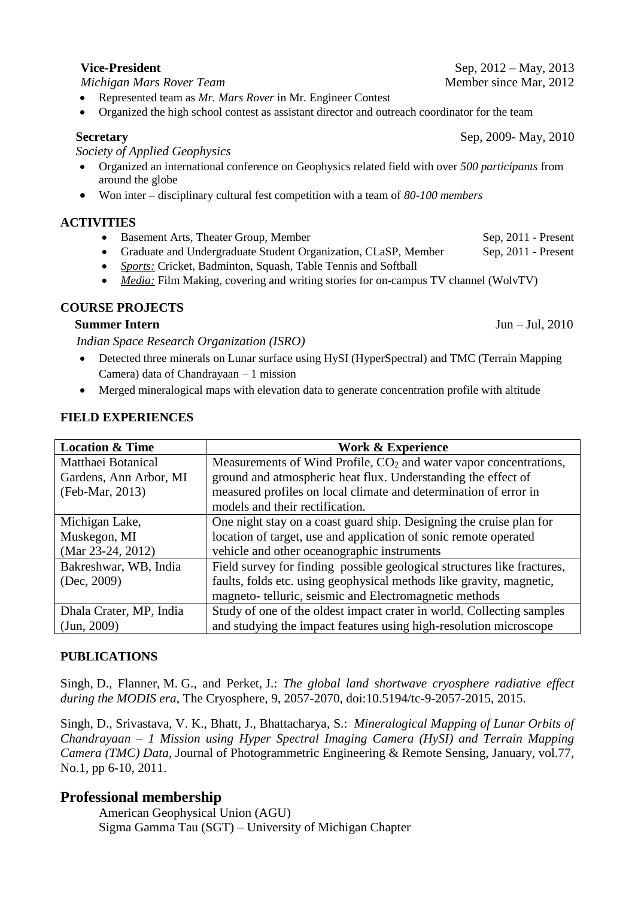**Vice-President** Sep, 2012 – May, 2013
*Michigan Mars Rover Team* Member since Mar, 2012

- Represented team as *Mr. Mars Rover* in Mr. Engineer Contest
- Organized the high school contest as assistant director and outreach coordinator for the team

**Secretary** Sep, 2009- May, 2010
*Society of Applied Geophysics*

- Organized an international conference on Geophysics related field with over *500 participants* from around the globe
- Won inter – disciplinary cultural fest competition with a team of *80-100 members*

## ACTIVITIES

- Basement Arts, Theater Group, Member Sep, 2011 - Present
- Graduate and Undergraduate Student Organization, CLaSP, Member Sep, 2011 - Present
- *Sports:* Cricket, Badminton, Squash, Table Tennis and Softball
- *Media:* Film Making, covering and writing stories for on-campus TV channel (WolvTV)

## COURSE PROJECTS

**Summer Intern** Jun – Jul, 2010
*Indian Space Research Organization (ISRO)*

- Detected three minerals on Lunar surface using HySI (HyperSpectral) and TMC (Terrain Mapping Camera) data of Chandrayaan – 1 mission
- Merged mineralogical maps with elevation data to generate concentration profile with altitude

## FIELD EXPERIENCES

| Location & Time | Work & Experience |
|---|---|
| Matthaei Botanical Gardens, Ann Arbor, MI (Feb-Mar, 2013) | Measurements of Wind Profile, $CO_2$ and water vapor concentrations, ground and atmospheric heat flux. Understanding the effect of measured profiles on local climate and determination of error in models and their rectification. |
| Michigan Lake, Muskegon, MI (Mar 23-24, 2012) | One night stay on a coast guard ship. Designing the cruise plan for location of target, use and application of sonic remote operated vehicle and other oceanographic instruments |
| Bakreshwar, WB, India (Dec, 2009) | Field survey for finding possible geological structures like fractures, faults, folds etc. using geophysical methods like gravity, magnetic, magneto- telluric, seismic and Electromagnetic methods |
| Dhala Crater, MP, India (Jun, 2009) | Study of one of the oldest impact crater in world. Collecting samples and studying the impact features using high-resolution microscope |

## PUBLICATIONS

Singh, D., Flanner, M. G., and Perket, J.: *The global land shortwave cryosphere radiative effect during the MODIS era*, The Cryosphere, 9, 2057-2070, doi:10.5194/tc-9-2057-2015, 2015.

Singh, D., Srivastava, V. K., Bhatt, J., Bhattacharya, S.: *Mineralogical Mapping of Lunar Orbits of Chandrayaan – 1 Mission using Hyper Spectral Imaging Camera (HySI) and Terrain Mapping Camera (TMC) Data*, Journal of Photogrammetric Engineering & Remote Sensing, January, vol.77, No.1, pp 6-10, 2011.

## Professional membership

American Geophysical Union (AGU)
Sigma Gamma Tau (SGT) – University of Michigan Chapter